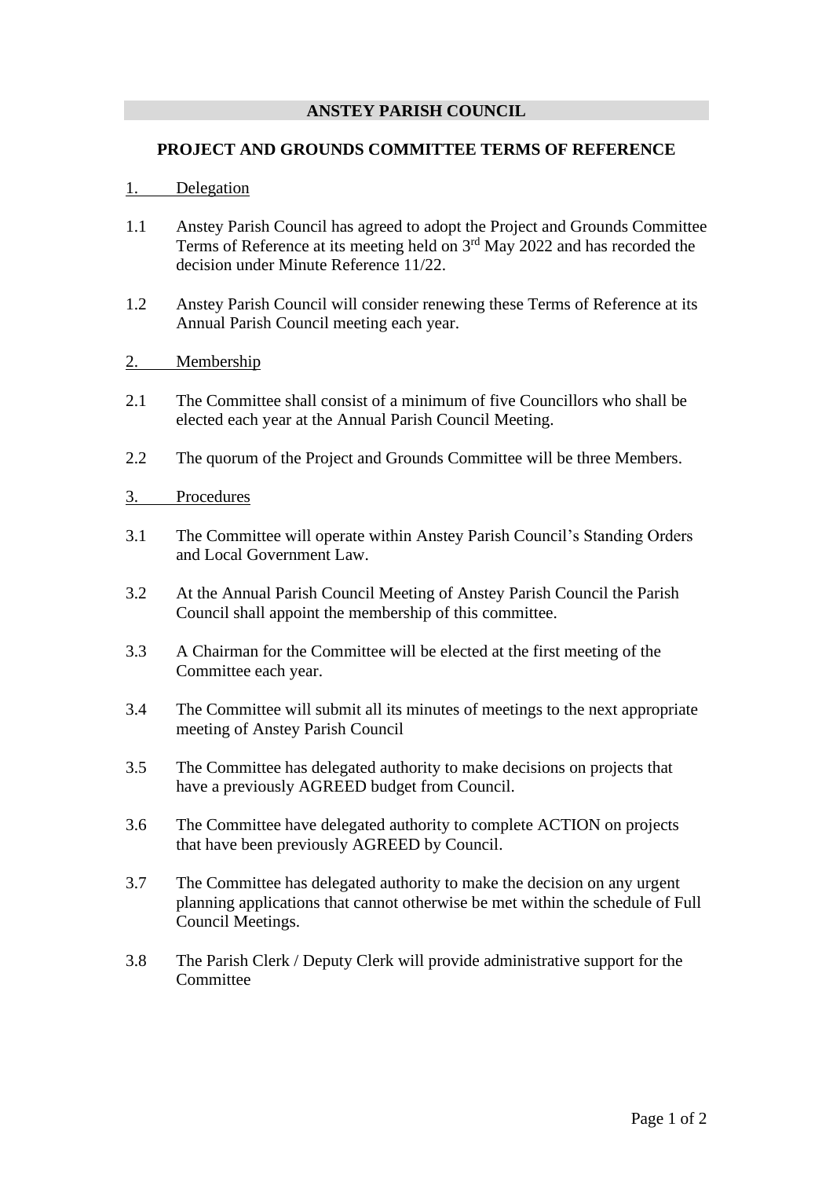# ANSTEY PARISH COUNCIL

## PROJECT AND GROUNDS COMMITTEE TERMS OF REFERENCE

### 1. Delegation

1.1 Anstey Parish Council has agreed to adopt the Project and Grounds Committee Terms of Reference at its meeting held on 3rd May 2022 and has recorded the decision under Minute Reference 11/22.

1.2 Anstey Parish Council will consider renewing these Terms of Reference at its Annual Parish Council meeting each year.

### 2. Membership

2.1 The Committee shall consist of a minimum of five Councillors who shall be elected each year at the Annual Parish Council Meeting.

2.2 The quorum of the Project and Grounds Committee will be three Members.

### 3. Procedures

3.1 The Committee will operate within Anstey Parish Council's Standing Orders and Local Government Law.

3.2 At the Annual Parish Council Meeting of Anstey Parish Council the Parish Council shall appoint the membership of this committee.

3.3 A Chairman for the Committee will be elected at the first meeting of the Committee each year.

3.4 The Committee will submit all its minutes of meetings to the next appropriate meeting of Anstey Parish Council

3.5 The Committee has delegated authority to make decisions on projects that have a previously AGREED budget from Council.

3.6 The Committee have delegated authority to complete ACTION on projects that have been previously AGREED by Council.

3.7 The Committee has delegated authority to make the decision on any urgent planning applications that cannot otherwise be met within the schedule of Full Council Meetings.

3.8 The Parish Clerk / Deputy Clerk will provide administrative support for the Committee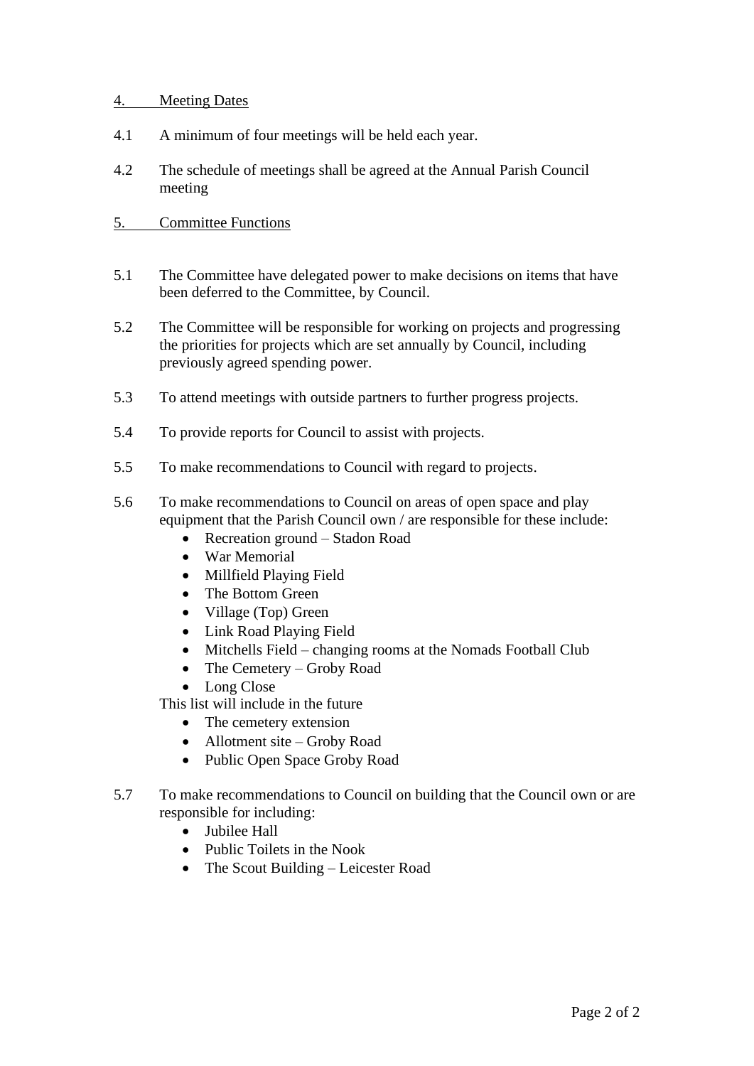## 4. Meeting Dates

4.1 A minimum of four meetings will be held each year.

4.2 The schedule of meetings shall be agreed at the Annual Parish Council meeting

## 5. Committee Functions

5.1 The Committee have delegated power to make decisions on items that have been deferred to the Committee, by Council.

5.2 The Committee will be responsible for working on projects and progressing the priorities for projects which are set annually by Council, including previously agreed spending power.

5.3 To attend meetings with outside partners to further progress projects.

5.4 To provide reports for Council to assist with projects.

5.5 To make recommendations to Council with regard to projects.

5.6 To make recommendations to Council on areas of open space and play equipment that the Parish Council own / are responsible for these include:

- Recreation ground – Stadon Road
- War Memorial
- Millfield Playing Field
- The Bottom Green
- Village (Top) Green
- Link Road Playing Field
- Mitchells Field – changing rooms at the Nomads Football Club
- The Cemetery – Groby Road
- Long Close

This list will include in the future

- The cemetery extension
- Allotment site – Groby Road
- Public Open Space Groby Road

5.7 To make recommendations to Council on building that the Council own or are responsible for including:

- Jubilee Hall
- Public Toilets in the Nook
- The Scout Building – Leicester Road